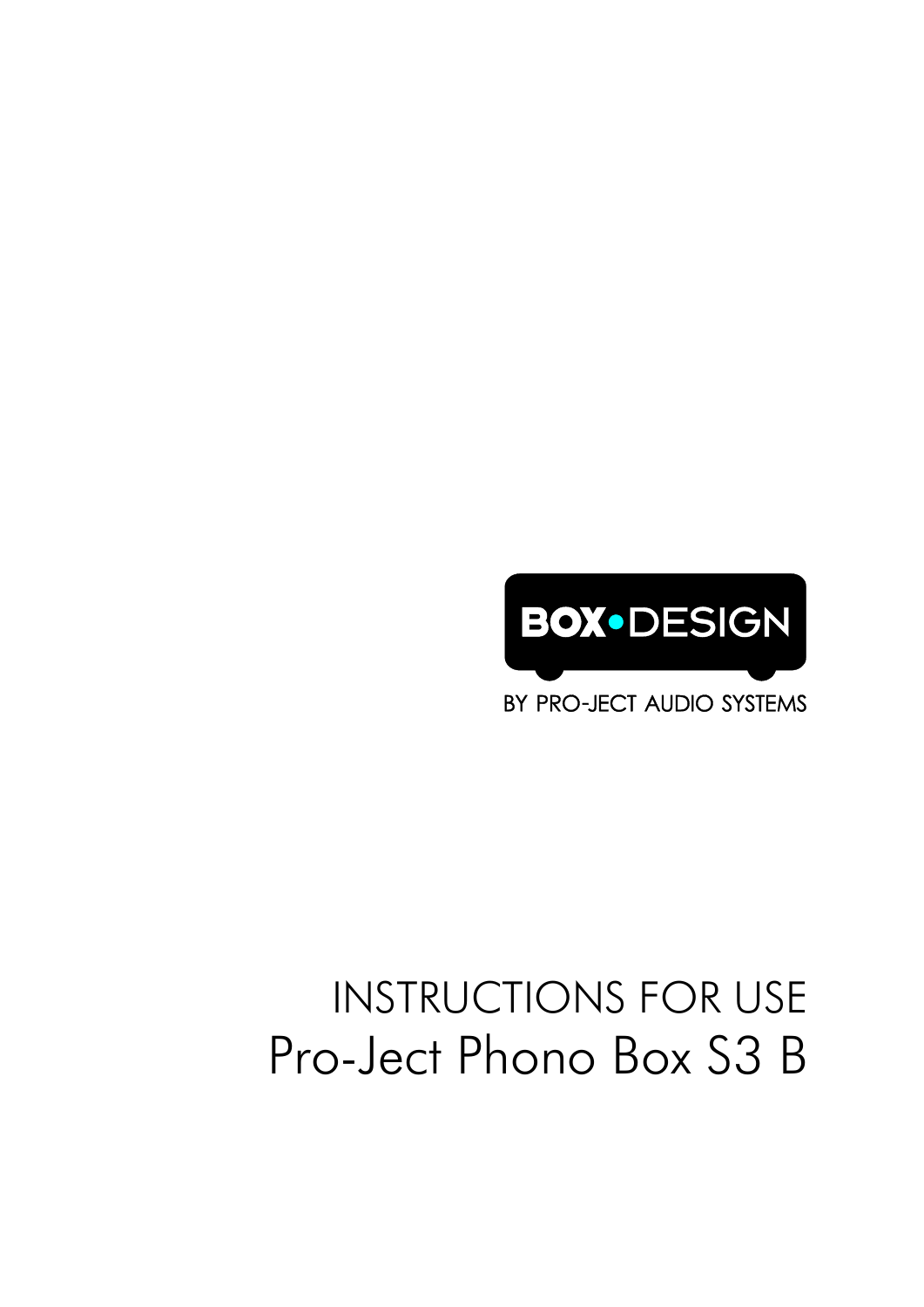BOX•DESIGN

BY PRO-JECT AUDIO SYSTEMS

# INSTRUCTIONS FOR USE

# Pro-Ject Phono Box S3 B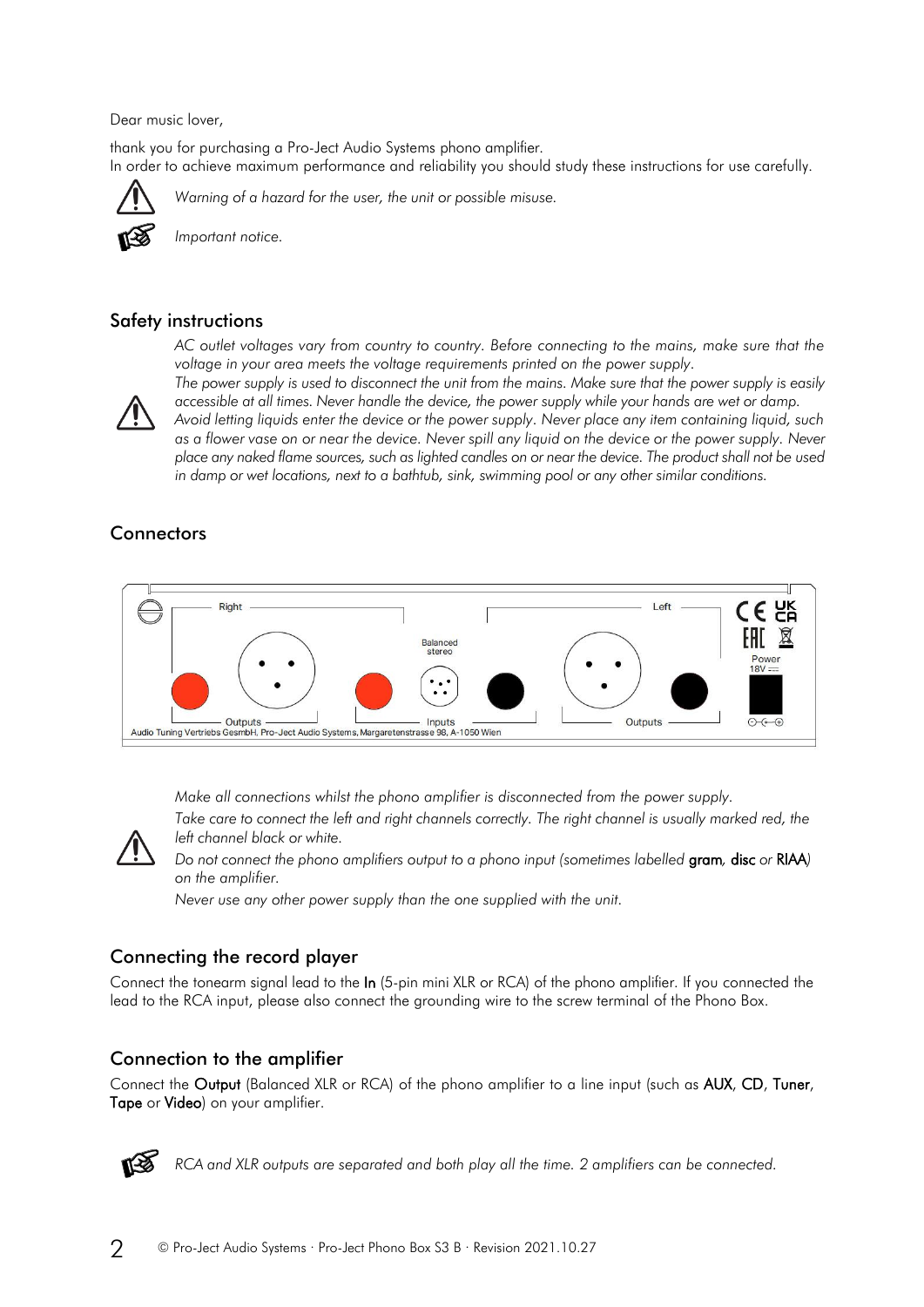Dear music lover,

thank you for purchasing a Pro-Ject Audio Systems phono amplifier.
In order to achieve maximum performance and reliability you should study these instructions for use carefully.

⚠ *Warning of a hazard for the user, the unit or possible misuse.*

☞ *Important notice.*

## Safety instructions

⚠ *AC outlet voltages vary from country to country. Before connecting to the mains, make sure that the voltage in your area meets the voltage requirements printed on the power supply.*
*The power supply is used to disconnect the unit from the mains. Make sure that the power supply is easily accessible at all times. Never handle the device, the power supply while your hands are wet or damp. Avoid letting liquids enter the device or the power supply. Never place any item containing liquid, such as a flower vase on or near the device. Never spill any liquid on the device or the power supply. Never place any naked flame sources, such as lighted candles on or near the device. The product shall not be used in damp or wet locations, next to a bathtub, sink, swimming pool or any other similar conditions.*

## Connectors

Right — Outputs — Balanced stereo — Inputs — Left — Outputs — Power 18V

Audio Tuning Vertriebs GesmbH, Pro-Ject Audio Systems, Margaretenstrasse 98, A-1050 Wien

⚠ *Make all connections whilst the phono amplifier is disconnected from the power supply.*
*Take care to connect the left and right channels correctly. The right channel is usually marked red, the left channel black or white.*
*Do not connect the phono amplifiers output to a phono input (sometimes labelled* **gram***,* **disc** *or* **RIAA***) on the amplifier.*
*Never use any other power supply than the one supplied with the unit.*

## Connecting the record player

Connect the tonearm signal lead to the **In** (5-pin mini XLR or RCA) of the phono amplifier. If you connected the lead to the RCA input, please also connect the grounding wire to the screw terminal of the Phono Box.

## Connection to the amplifier

Connect the **Output** (Balanced XLR or RCA) of the phono amplifier to a line input (such as **AUX**, **CD**, **Tuner**, **Tape** or **Video**) on your amplifier.

☞ *RCA and XLR outputs are separated and both play all the time. 2 amplifiers can be connected.*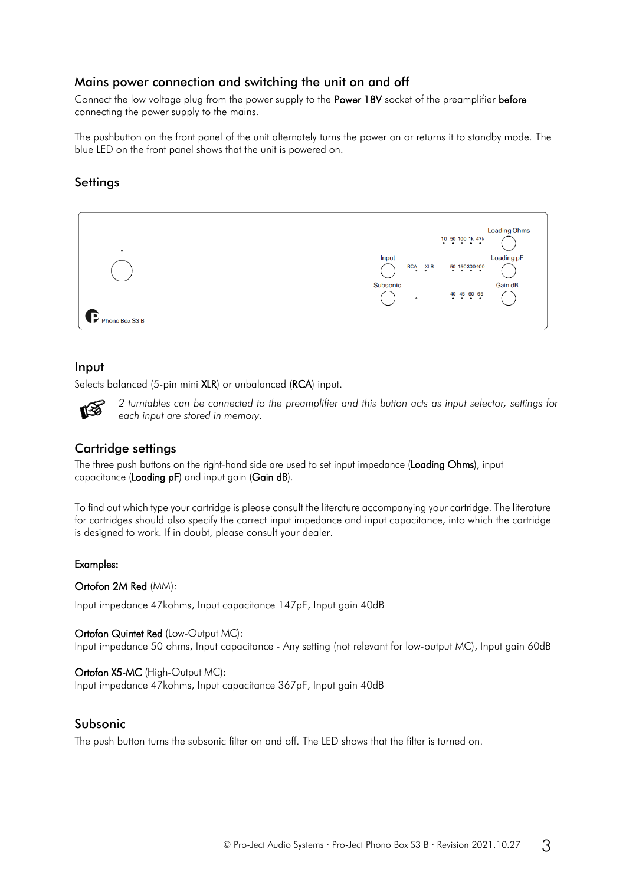## Mains power connection and switching the unit on and off

Connect the low voltage plug from the power supply to the **Power 18V** socket of the preamplifier **before** connecting the power supply to the mains.

The pushbutton on the front panel of the unit alternately turns the power on or returns it to standby mode. The blue LED on the front panel shows that the unit is powered on.

## Settings

Loading Ohms
10 50 100 1k 47k

Input
RCA XLR

Loading pF
50 150 300 400

Subsonic

Gain dB
40 45 60 65

Phono Box S3 B

## Input

Selects balanced (5-pin mini **XLR**) or unbalanced (**RCA**) input.

*2 turntables can be connected to the preamplifier and this button acts as input selector, settings for each input are stored in memory.*

## Cartridge settings

The three push buttons on the right-hand side are used to set input impedance (**Loading Ohms**), input capacitance (**Loading pF**) and input gain (**Gain dB**).

To find out which type your cartridge is please consult the literature accompanying your cartridge. The literature for cartridges should also specify the correct input impedance and input capacitance, into which the cartridge is designed to work. If in doubt, please consult your dealer.

**Examples:**

**Ortofon 2M Red** (MM):

Input impedance 47kohms, Input capacitance 147pF, Input gain 40dB

**Ortofon Quintet Red** (Low-Output MC):
Input impedance 50 ohms, Input capacitance - Any setting (not relevant for low-output MC), Input gain 60dB

**Ortofon X5-MC** (High-Output MC):
Input impedance 47kohms, Input capacitance 367pF, Input gain 40dB

## Subsonic

The push button turns the subsonic filter on and off. The LED shows that the filter is turned on.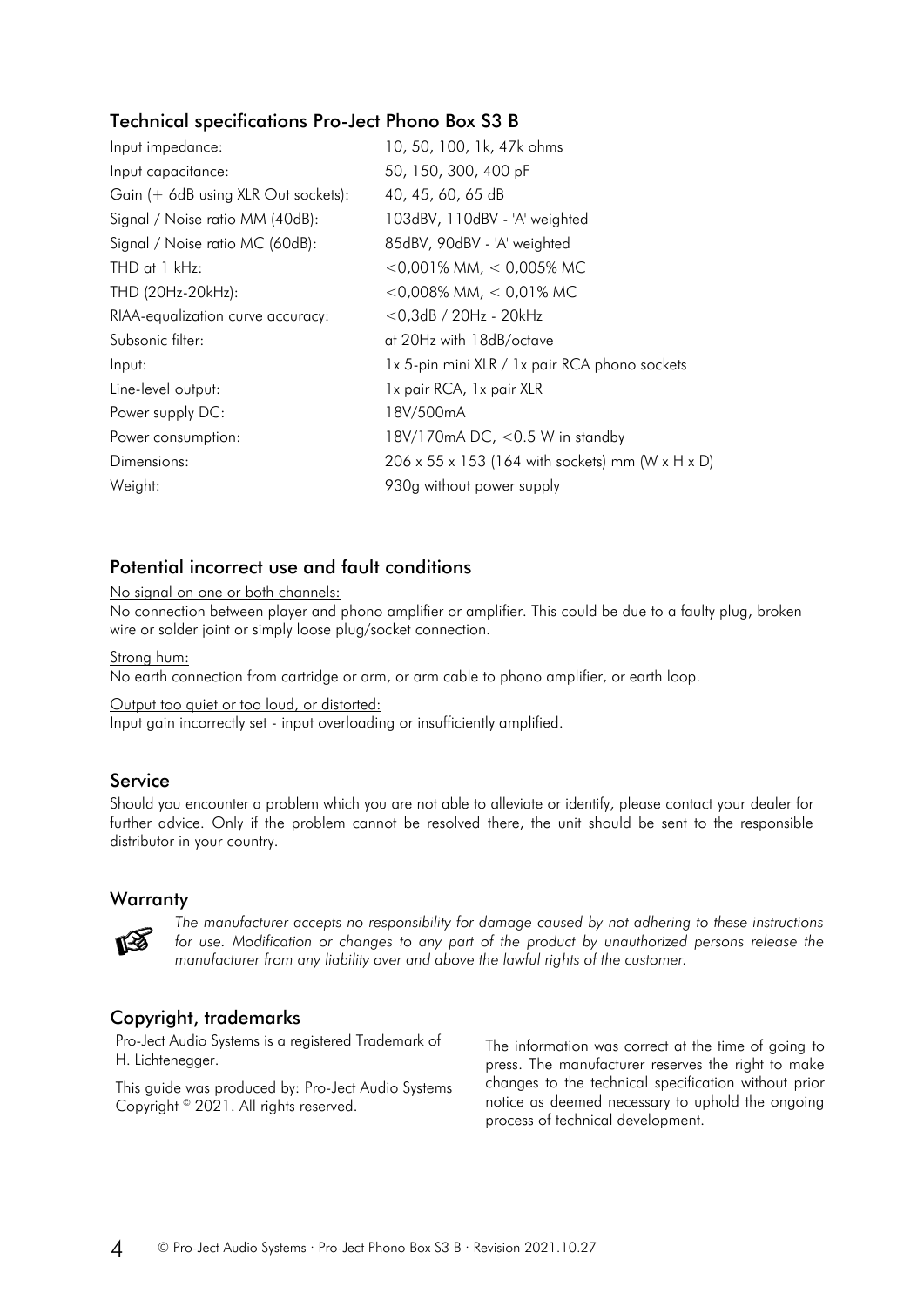## Technical specifications Pro-Ject Phono Box S3 B

| | |
|---|---|
| Input impedance: | 10, 50, 100, 1k, 47k ohms |
| Input capacitance: | 50, 150, 300, 400 pF |
| Gain (+ 6dB using XLR Out sockets): | 40, 45, 60, 65 dB |
| Signal / Noise ratio MM (40dB): | 103dBV, 110dBV - 'A' weighted |
| Signal / Noise ratio MC (60dB): | 85dBV, 90dBV - 'A' weighted |
| THD at 1 kHz: | <0,001% MM, < 0,005% MC |
| THD (20Hz-20kHz): | <0,008% MM, < 0,01% MC |
| RIAA-equalization curve accuracy: | <0,3dB / 20Hz - 20kHz |
| Subsonic filter: | at 20Hz with 18dB/octave |
| Input: | 1x 5-pin mini XLR / 1x pair RCA phono sockets |
| Line-level output: | 1x pair RCA, 1x pair XLR |
| Power supply DC: | 18V/500mA |
| Power consumption: | 18V/170mA DC, <0.5 W in standby |
| Dimensions: | 206 x 55 x 153 (164 with sockets) mm (W x H x D) |
| Weight: | 930g without power supply |

## Potential incorrect use and fault conditions

<u>No signal on one or both channels:</u>
No connection between player and phono amplifier or amplifier. This could be due to a faulty plug, broken wire or solder joint or simply loose plug/socket connection.

<u>Strong hum:</u>
No earth connection from cartridge or arm, or arm cable to phono amplifier, or earth loop.

<u>Output too quiet or too loud, or distorted:</u>
Input gain incorrectly set - input overloading or insufficiently amplified.

## Service

Should you encounter a problem which you are not able to alleviate or identify, please contact your dealer for further advice. Only if the problem cannot be resolved there, the unit should be sent to the responsible distributor in your country.

## Warranty

*The manufacturer accepts no responsibility for damage caused by not adhering to these instructions for use. Modification or changes to any part of the product by unauthorized persons release the manufacturer from any liability over and above the lawful rights of the customer.*

## Copyright, trademarks

Pro-Ject Audio Systems is a registered Trademark of H. Lichtenegger.

This guide was produced by: Pro-Ject Audio Systems
Copyright © 2021. All rights reserved.

The information was correct at the time of going to press. The manufacturer reserves the right to make changes to the technical specification without prior notice as deemed necessary to uphold the ongoing process of technical development.